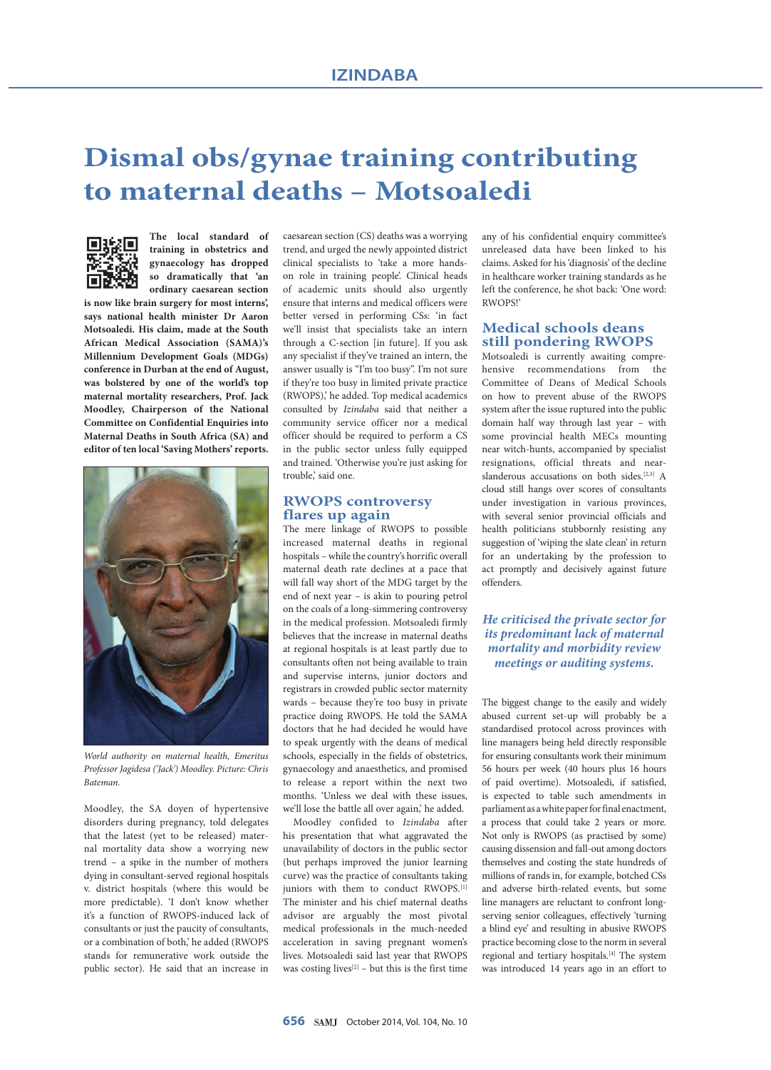# Dismal obs/gynae training contributing to maternal deaths – Motsoaledi

**The local standard of training in obstetrics and gynaecology has dropped so dramatically that 'an ordinary caesarean section is now like brain surgery for most interns', says national health minister Dr Aaron Motsoaledi. His claim, made at the South African Medical Association (SAMA)'s Millennium Development Goals (MDGs) conference in Durban at the end of August, was bolstered by one of the world's top maternal mortality researchers, Prof. Jack Moodley, Chairperson of the National Committee on Confidential Enquiries into Maternal Deaths in South Africa (SA) and editor of ten local 'Saving Mothers' reports.**

*World authority on maternal health, Emeritus Professor Jagidesa ('Jack') Moodley. Picture: Chris Bateman.*

Moodley, the SA doyen of hypertensive disorders during pregnancy, told delegates that the latest (yet to be released) maternal mortality data show a worrying new trend – a spike in the number of mothers dying in consultant-served regional hospitals v. district hospitals (where this would be more predictable). 'I don't know whether it's a function of RWOPS-induced lack of consultants or just the paucity of consultants, or a combination of both,' he added (RWOPS stands for remunerative work outside the public sector). He said that an increase in caesarean section (CS) deaths was a worrying trend, and urged the newly appointed district clinical specialists to 'take a more hands-on role in training people'. Clinical heads of academic units should also urgently ensure that interns and medical officers were better versed in performing CSs: 'in fact we'll insist that specialists take an intern through a C-section [in future]. If you ask any specialist if they've trained an intern, the answer usually is "I'm too busy". I'm not sure if they're too busy in limited private practice (RWOPS),' he added. Top medical academics consulted by *Izindaba* said that neither a community service officer nor a medical officer should be required to perform a CS in the public sector unless fully equipped and trained. 'Otherwise you're just asking for trouble,' said one.

## RWOPS controversy flares up again

The mere linkage of RWOPS to possible increased maternal deaths in regional hospitals – while the country's horrific overall maternal death rate declines at a pace that will fall way short of the MDG target by the end of next year – is akin to pouring petrol on the coals of a long-simmering controversy in the medical profession. Motsoaledi firmly believes that the increase in maternal deaths at regional hospitals is at least partly due to consultants often not being available to train and supervise interns, junior doctors and registrars in crowded public sector maternity wards – because they're too busy in private practice doing RWOPS. He told the SAMA doctors that he had decided he would have to speak urgently with the deans of medical schools, especially in the fields of obstetrics, gynaecology and anaesthetics, and promised to release a report within the next two months. 'Unless we deal with these issues, we'll lose the battle all over again,' he added.

Moodley confided to *Izindaba* after his presentation that what aggravated the unavailability of doctors in the public sector (but perhaps improved the junior learning curve) was the practice of consultants taking juniors with them to conduct RWOPS.[1] The minister and his chief maternal deaths advisor are arguably the most pivotal medical professionals in the much-needed acceleration in saving pregnant women's lives. Motsoaledi said last year that RWOPS was costing lives[2] – but this is the first time any of his confidential enquiry committee's unreleased data have been linked to his claims. Asked for his 'diagnosis' of the decline in healthcare worker training standards as he left the conference, he shot back: 'One word: RWOPS!'

## Medical schools deans still pondering RWOPS

Motsoaledi is currently awaiting comprehensive recommendations from the Committee of Deans of Medical Schools on how to prevent abuse of the RWOPS system after the issue ruptured into the public domain half way through last year – with some provincial health MECs mounting near witch-hunts, accompanied by specialist resignations, official threats and near-slanderous accusations on both sides.[2,3] A cloud still hangs over scores of consultants under investigation in various provinces, with several senior provincial officials and health politicians stubbornly resisting any suggestion of 'wiping the slate clean' in return for an undertaking by the profession to act promptly and decisively against future offenders.

> ***He criticised the private sector for its predominant lack of maternal mortality and morbidity review meetings or auditing systems.***

The biggest change to the easily and widely abused current set-up will probably be a standardised protocol across provinces with line managers being held directly responsible for ensuring consultants work their minimum 56 hours per week (40 hours plus 16 hours of paid overtime). Motsoaledi, if satisfied, is expected to table such amendments in parliament as a white paper for final enactment, a process that could take 2 years or more. Not only is RWOPS (as practised by some) causing dissension and fall-out among doctors themselves and costing the state hundreds of millions of rands in, for example, botched CSs and adverse birth-related events, but some line managers are reluctant to confront long-serving senior colleagues, effectively 'turning a blind eye' and resulting in abusive RWOPS practice becoming close to the norm in several regional and tertiary hospitals.[4] The system was introduced 14 years ago in an effort to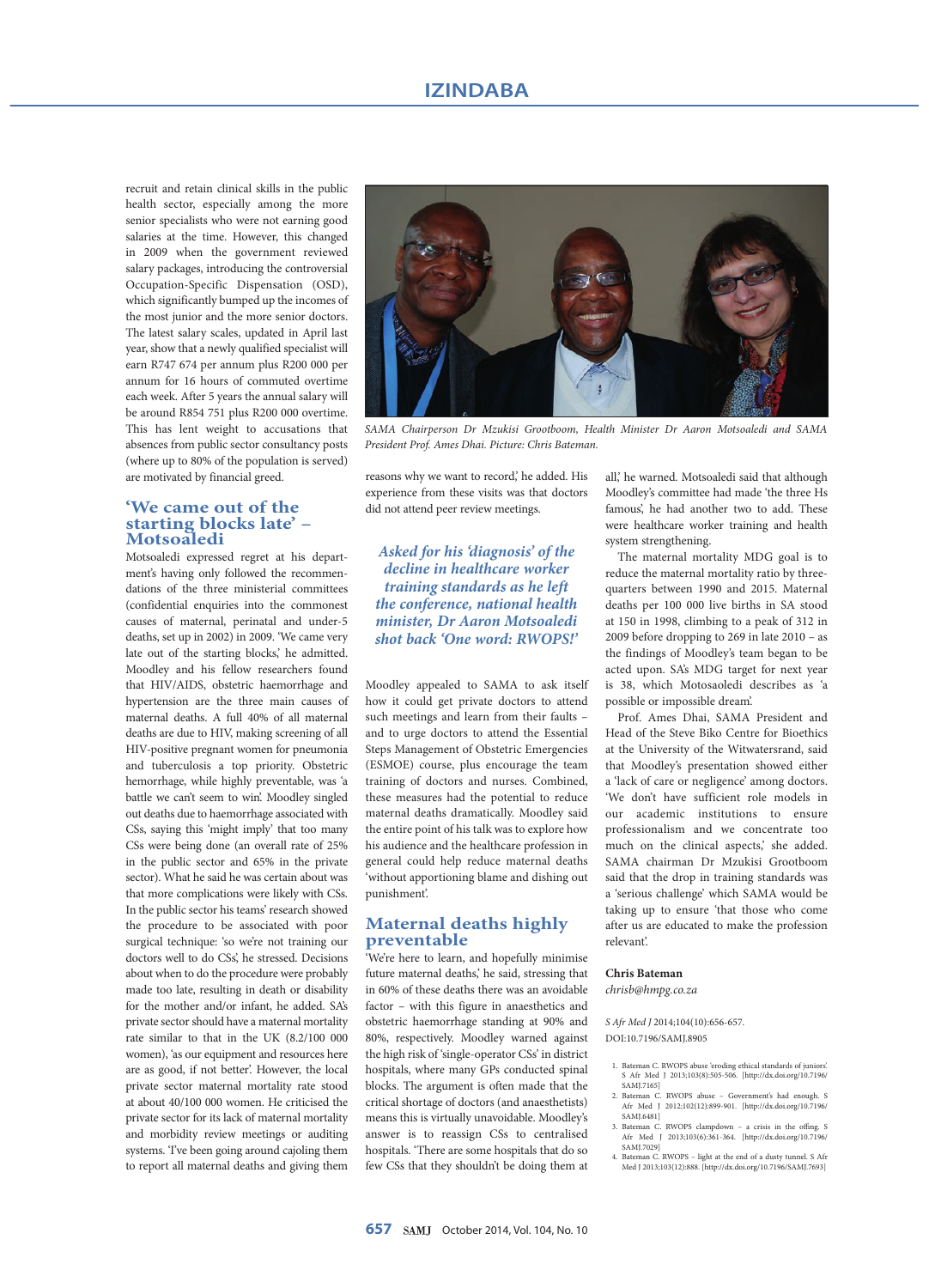recruit and retain clinical skills in the public health sector, especially among the more senior specialists who were not earning good salaries at the time. However, this changed in 2009 when the government reviewed salary packages, introducing the controversial Occupation-Specific Dispensation (OSD), which significantly bumped up the incomes of the most junior and the more senior doctors. The latest salary scales, updated in April last year, show that a newly qualified specialist will earn R747 674 per annum plus R200 000 per annum for 16 hours of commuted overtime each week. After 5 years the annual salary will be around R854 751 plus R200 000 overtime. This has lent weight to accusations that absences from public sector consultancy posts (where up to 80% of the population is served) are motivated by financial greed.

*SAMA Chairperson Dr Mzukisi Grootboom, Health Minister Dr Aaron Motsoaledi and SAMA President Prof. Ames Dhai. Picture: Chris Bateman.*

## 'We came out of the starting blocks late' – Motsoaledi

Motsoaledi expressed regret at his department's having only followed the recommendations of the three ministerial committees (confidential enquiries into the commonest causes of maternal, perinatal and under-5 deaths, set up in 2002) in 2009. 'We came very late out of the starting blocks,' he admitted. Moodley and his fellow researchers found that HIV/AIDS, obstetric haemorrhage and hypertension are the three main causes of maternal deaths. A full 40% of all maternal deaths are due to HIV, making screening of all HIV-positive pregnant women for pneumonia and tuberculosis a top priority. Obstetric hemorrhage, while highly preventable, was 'a battle we can't seem to win'. Moodley singled out deaths due to haemorrhage associated with CSs, saying this 'might imply' that too many CSs were being done (an overall rate of 25% in the public sector and 65% in the private sector). What he said he was certain about was that more complications were likely with CSs. In the public sector his teams' research showed the procedure to be associated with poor surgical technique: 'so we're not training our doctors well to do CSs', he stressed. Decisions about when to do the procedure were probably made too late, resulting in death or disability for the mother and/or infant, he added. SA's private sector should have a maternal mortality rate similar to that in the UK (8.2/100 000 women), 'as our equipment and resources here are as good, if not better'. However, the local private sector maternal mortality rate stood at about 40/100 000 women. He criticised the private sector for its lack of maternal mortality and morbidity review meetings or auditing systems. 'I've been going around cajoling them to report all maternal deaths and giving them reasons why we want to record,' he added. His experience from these visits was that doctors did not attend peer review meetings.

> *Asked for his 'diagnosis' of the decline in healthcare worker training standards as he left the conference, national health minister, Dr Aaron Motsoaledi shot back 'One word: RWOPS!'*

Moodley appealed to SAMA to ask itself how it could get private doctors to attend such meetings and learn from their faults – and to urge doctors to attend the Essential Steps Management of Obstetric Emergencies (ESMOE) course, plus encourage the team training of doctors and nurses. Combined, these measures had the potential to reduce maternal deaths dramatically. Moodley said the entire point of his talk was to explore how his audience and the healthcare profession in general could help reduce maternal deaths 'without apportioning blame and dishing out punishment'.

## Maternal deaths highly preventable

'We're here to learn, and hopefully minimise future maternal deaths,' he said, stressing that in 60% of these deaths there was an avoidable factor – with this figure in anaesthetics and obstetric haemorrhage standing at 90% and 80%, respectively. Moodley warned against the high risk of 'single-operator CSs' in district hospitals, where many GPs conducted spinal block. The argument is often made that the critical shortage of doctors (and anaesthetists) means this is virtually unavoidable. Moodley's answer is to reassign CSs to centralised hospitals. 'There are some hospitals that do so few CSs that they shouldn't be doing them at all,' he warned. Motsoaledi said that although Moodley's committee had made 'the three Hs famous', he had another two to add. These were healthcare worker training and health system strengthening.

The maternal mortality MDG goal is to reduce the maternal mortality ratio by three-quarters between 1990 and 2015. Maternal deaths per 100 000 live births in SA stood at 150 in 1998, climbing to a peak of 312 in 2009 before dropping to 269 in late 2010 – as the findings of Moodley's team began to be acted upon. SA's MDG target for next year is 38, which Motosaoledi describes as 'a possible or impossible dream'.

Prof. Ames Dhai, SAMA President and Head of the Steve Biko Centre for Bioethics at the University of the Witwatersrand, said that Moodley's presentation showed either a 'lack of care or negligence' among doctors. 'We don't have sufficient role models in our academic institutions to ensure professionalism and we concentrate too much on the clinical aspects,' she added. SAMA chairman Dr Mzukisi Grootboom said that the drop in training standards was a 'serious challenge' which SAMA would be taking up to ensure 'that those who come after us are educated to make the profession relevant'.

**Chris Bateman**
*chrisb@hmpg.co.za*

*S Afr Med J* 2014;104(10):656-657. DOI:10.7196/SAMJ.8905

1. Bateman C. RWOPS abuse 'eroding ethical standards of juniors'. S Afr Med J 2013;103(8):505-506. [http://dx.doi.org/10.7196/SAMJ.7165]
2. Bateman C. RWOPS abuse – Government's had enough. S Afr Med J 2012;102(12):899-901. [http://dx.doi.org/10.7196/SAMJ.6481]
3. Bateman C. RWOPS clampdown – a crisis in the offing. S Afr Med J 2013;103(6):361-364. [http://dx.doi.org/10.7196/SAMJ.7029]
4. Bateman C. RWOPS – light at the end of a dusty tunnel. S Afr Med J 2013;103(12):888. [http://dx.doi.org/10.7196/SAMJ.7693]